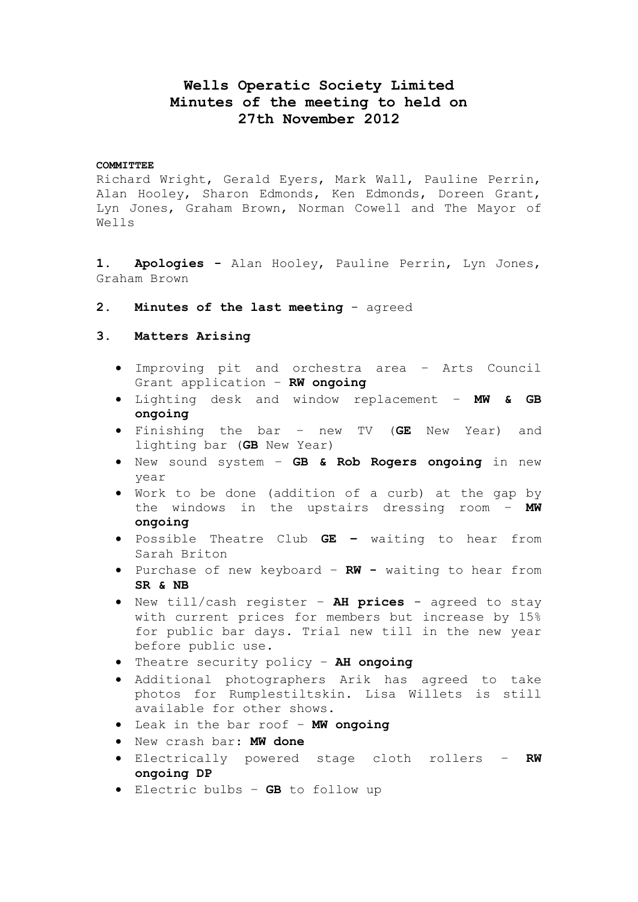# Wells Operatic Society Limited
# Minutes of the meeting to held on
# 27th November 2012

**COMMITTEE**

Richard Wright, Gerald Eyers, Mark Wall, Pauline Perrin, Alan Hooley, Sharon Edmonds, Ken Edmonds, Doreen Grant, Lyn Jones, Graham Brown, Norman Cowell and The Mayor of Wells

**1. Apologies -** Alan Hooley, Pauline Perrin, Lyn Jones, Graham Brown

**2. Minutes of the last meeting** - agreed

**3. Matters Arising**

- Improving pit and orchestra area – Arts Council Grant application – **RW ongoing**
- Lighting desk and window replacement – **MW & GB ongoing**
- Finishing the bar – new TV (**GE** New Year) and lighting bar (**GB** New Year)
- New sound system – **GB & Rob Rogers ongoing** in new year
- Work to be done (addition of a curb) at the gap by the windows in the upstairs dressing room – **MW ongoing**
- Possible Theatre Club **GE –** waiting to hear from Sarah Briton
- Purchase of new keyboard – **RW -** waiting to hear from **SR & NB**
- New till/cash register – **AH prices** - agreed to stay with current prices for members but increase by 15% for public bar days. Trial new till in the new year before public use.
- Theatre security policy – **AH ongoing**
- Additional photographers Arik has agreed to take photos for Rumplestiltskin. Lisa Willets is still available for other shows.
- Leak in the bar roof – **MW ongoing**
- New crash bar**: MW done**
- Electrically powered stage cloth rollers – **RW ongoing DP**
- Electric bulbs – **GB** to follow up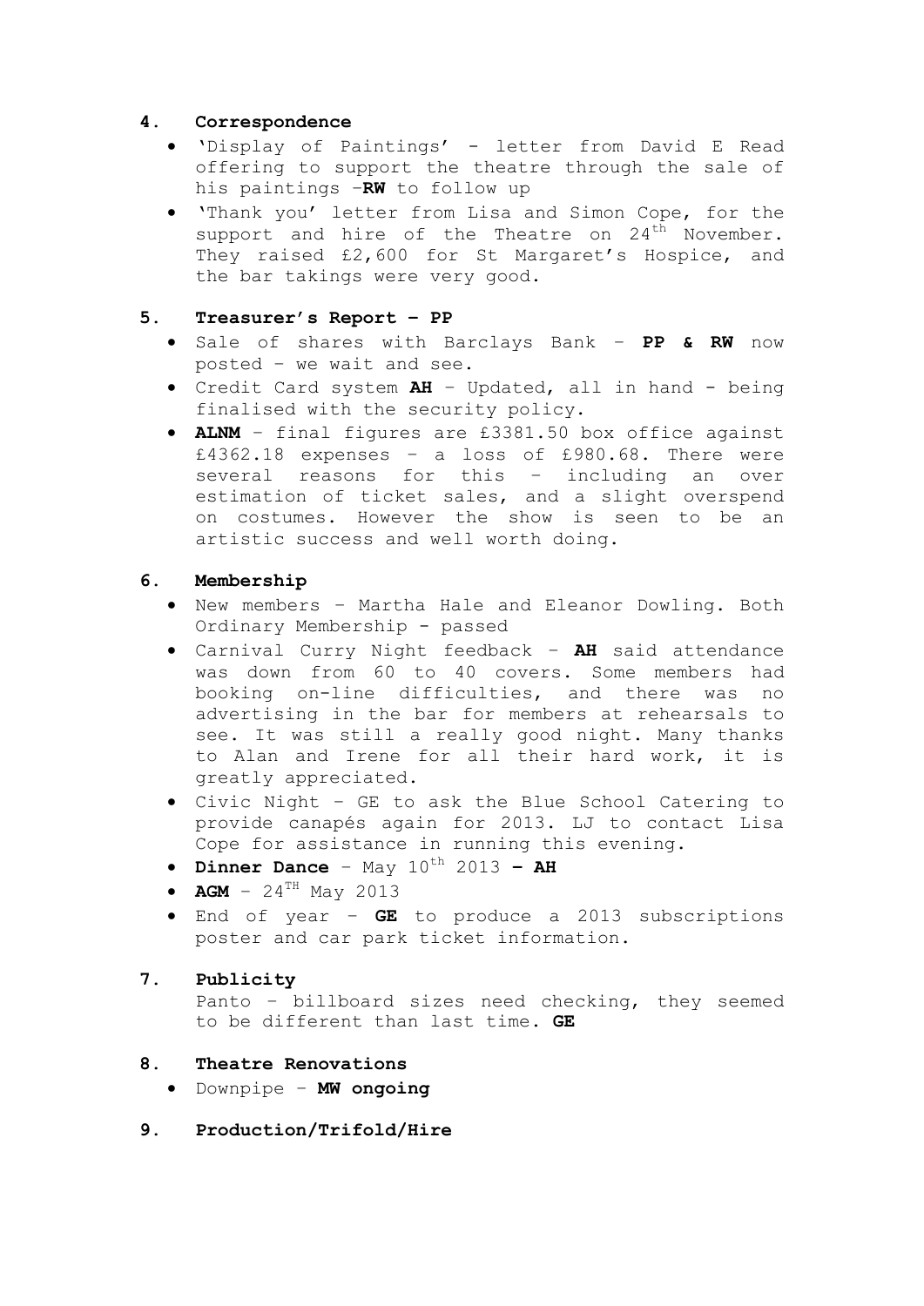## 4. Correspondence

- 'Display of Paintings' - letter from David E Read offering to support the theatre through the sale of his paintings –**RW** to follow up
- 'Thank you' letter from Lisa and Simon Cope, for the support and hire of the Theatre on 24th November. They raised £2,600 for St Margaret's Hospice, and the bar takings were very good.

## 5. Treasurer's Report – PP

- Sale of shares with Barclays Bank – **PP & RW** now posted – we wait and see.
- Credit Card system **AH** – Updated, all in hand - being finalised with the security policy.
- **ALNM** – final figures are £3381.50 box office against £4362.18 expenses – a loss of £980.68. There were several reasons for this – including an over estimation of ticket sales, and a slight overspend on costumes. However the show is seen to be an artistic success and well worth doing.

## 6. Membership

- New members – Martha Hale and Eleanor Dowling. Both Ordinary Membership - passed
- Carnival Curry Night feedback – **AH** said attendance was down from 60 to 40 covers. Some members had booking on-line difficulties, and there was no advertising in the bar for members at rehearsals to see. It was still a really good night. Many thanks to Alan and Irene for all their hard work, it is greatly appreciated.
- Civic Night – GE to ask the Blue School Catering to provide canapés again for 2013. LJ to contact Lisa Cope for assistance in running this evening.
- **Dinner Dance** – May 10th 2013 **– AH**
- **AGM** – 24TH May 2013
- End of year – **GE** to produce a 2013 subscriptions poster and car park ticket information.

## 7. Publicity

Panto – billboard sizes need checking, they seemed to be different than last time. **GE**

## 8. Theatre Renovations

- Downpipe – **MW ongoing**

## 9. Production/Trifold/Hire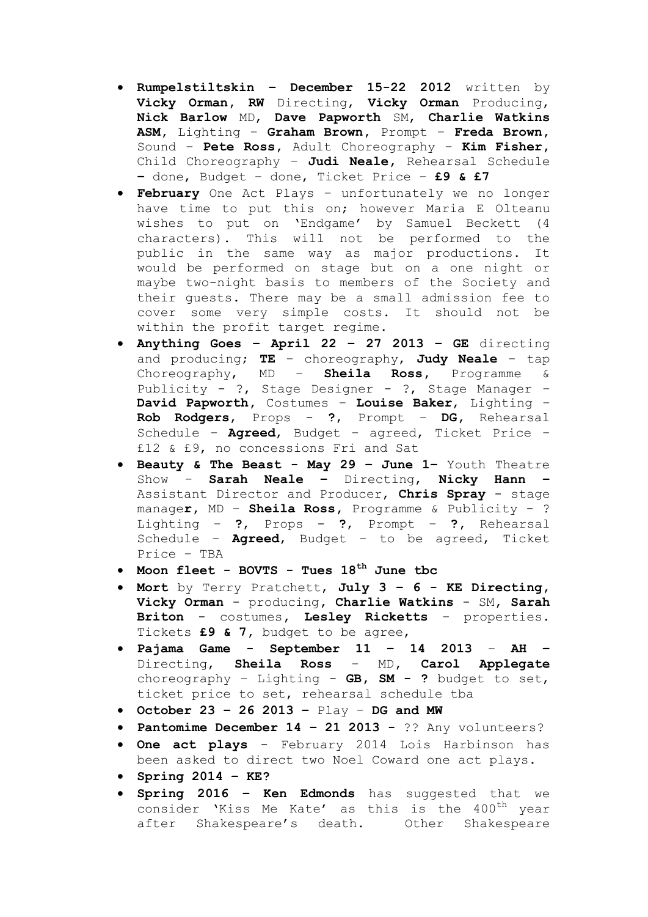- **Rumpelstiltskin – December 15-22 2012** written by **Vicky Orman**, **RW** Directing, **Vicky Orman** Producing, **Nick Barlow** MD, **Dave Papworth** SM, **Charlie Watkins ASM**, Lighting – **Graham Brown**, Prompt – **Freda Brown**, Sound – **Pete Ross**, Adult Choreography – **Kim Fisher**, Child Choreography – **Judi Neale**, Rehearsal Schedule **–** done, Budget – done, Ticket Price – **£9 & £7**
- **February** One Act Plays – unfortunately we no longer have time to put this on; however Maria E Olteanu wishes to put on 'Endgame' by Samuel Beckett (4 characters). This will not be performed to the public in the same way as major productions. It would be performed on stage but on a one night or maybe two-night basis to members of the Society and their guests. There may be a small admission fee to cover some very simple costs. It should not be within the profit target regime.
- **Anything Goes – April 22 – 27 2013 – GE** directing and producing; **TE** – choreography, **Judy Neale** – tap Choreography, MD – **Sheila Ross**, Programme & Publicity - ?, Stage Designer - ?, Stage Manager – **David Papworth**, Costumes – **Louise Baker**, Lighting – **Rob Rodgers**, Props - **?**, Prompt – **DG**, Rehearsal Schedule – **Agreed**, Budget – agreed, Ticket Price – £12 & £9, no concessions Fri and Sat
- **Beauty & The Beast - May 29 – June 1–** Youth Theatre Show – **Sarah Neale –** Directing, **Nicky Hann –** Assistant Director and Producer, **Chris Spray** - stage manage**r**, MD – **Sheila Ross**, Programme & Publicity - ? Lighting – **?**, Props - **?**, Prompt – **?**, Rehearsal Schedule – **Agreed**, Budget – to be agreed, Ticket Price – TBA
- **Moon fleet - BOVTS - Tues 18th June tbc**
- **Mort** by Terry Pratchett, **July 3 – 6 - KE Directing**, **Vicky Orman** - producing, **Charlie Watkins** - SM, **Sarah Briton** - costumes, **Lesley Ricketts** – properties. Tickets **£9 & 7**, budget to be agree,
- **Pajama Game - September 11 – 14 2013** – **AH –** Directing, **Sheila Ross** – MD, **Carol Applegate** choreography – Lighting – **GB**, **SM - ?** budget to set, ticket price to set, rehearsal schedule tba
- **October 23 – 26 2013 –** Play – **DG and MW**
- **Pantomime December 14 – 21 2013 -** ?? Any volunteers?
- **One act plays** - February 2014 Lois Harbinson has been asked to direct two Noel Coward one act plays.
- **Spring 2014 – KE?**
- **Spring 2016 – Ken Edmonds** has suggested that we consider 'Kiss Me Kate' as this is the 400th year after Shakespeare's death. Other Shakespeare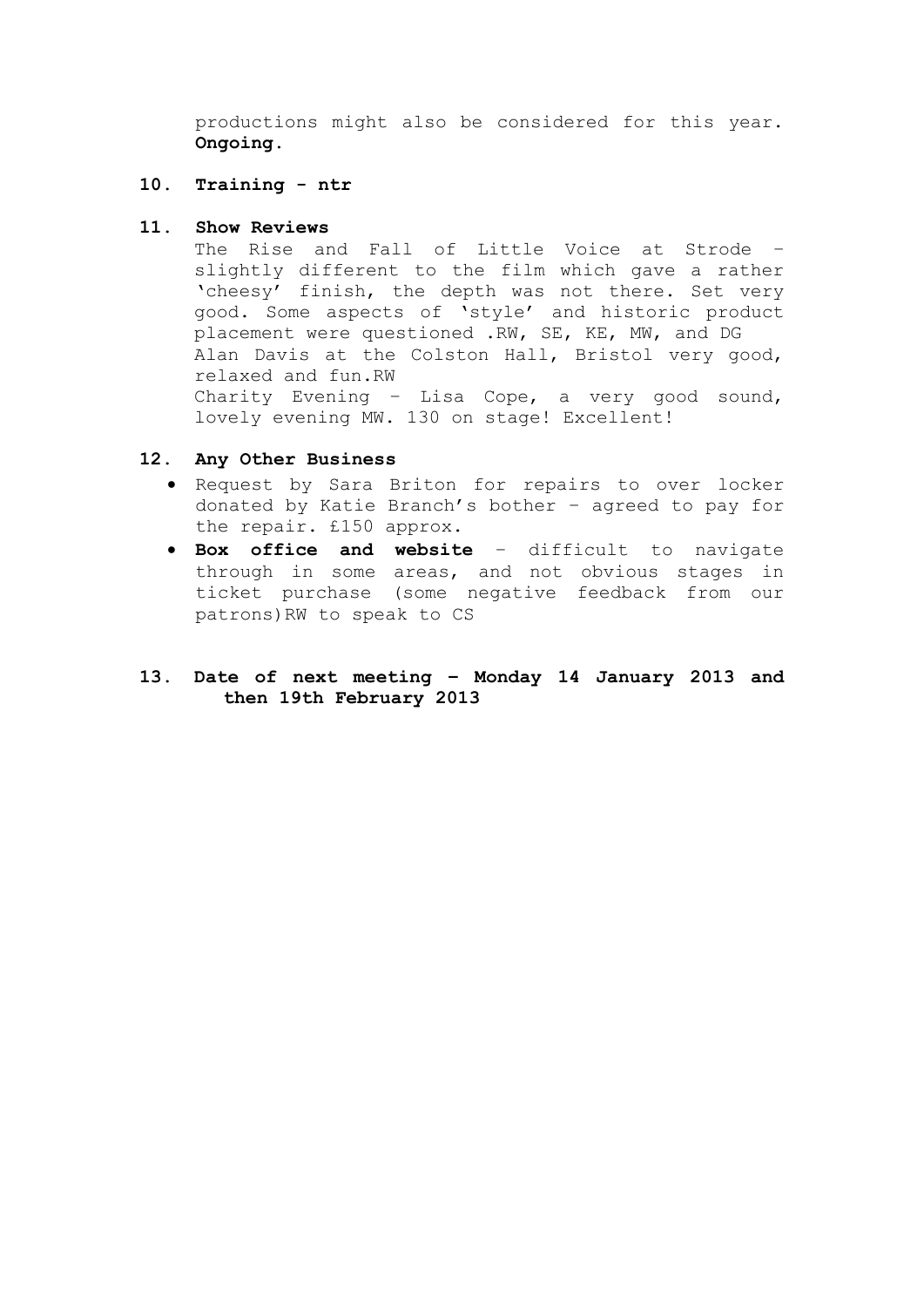productions might also be considered for this year. **Ongoing.**

**10. Training - ntr**

**11. Show Reviews**

The Rise and Fall of Little Voice at Strode – slightly different to the film which gave a rather 'cheesy' finish, the depth was not there. Set very good. Some aspects of 'style' and historic product placement were questioned .RW, SE, KE, MW, and DG
Alan Davis at the Colston Hall, Bristol very good, relaxed and fun.RW
Charity Evening – Lisa Cope, a very good sound, lovely evening MW. 130 on stage! Excellent!

**12. Any Other Business**

- Request by Sara Briton for repairs to over locker donated by Katie Branch's bother – agreed to pay for the repair. £150 approx.
- **Box office and website** – difficult to navigate through in some areas, and not obvious stages in ticket purchase (some negative feedback from our patrons)RW to speak to CS

**13. Date of next meeting – Monday 14 January 2013 and then 19th February 2013**